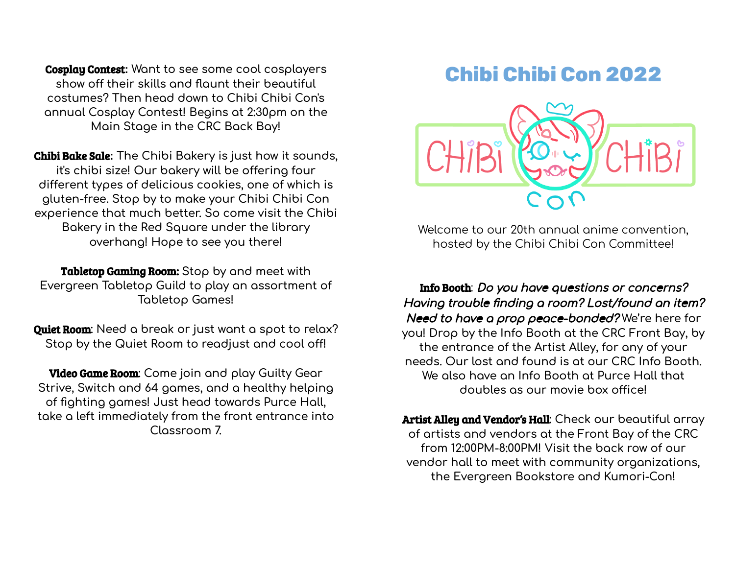# Chibi Chibi Con 2022

Welcome to our 20th annual anime convention, hosted by the Chibi Chibi Con Committee!

**Info Booth**: *Do you have questions or concerns? Having trouble finding a room? Lost/found an item? Need to have a prop peace-bonded?* We're here for you! Drop by the Info Booth at the CRC Front Bay, by the entrance of the Artist Alley, for any of your needs. Our lost and found is at our CRC Info Booth. We also have an Info Booth at Purce Hall that doubles as our movie box office!

**Artist Alley and Vendor's Hall**: Check our beautiful array of artists and vendors at the Front Bay of the CRC from 12:00PM-8:00PM! Visit the back row of our vendor hall to meet with community organizations, the Evergreen Bookstore and Kumori-Con!

**Cosplay Contest**: Want to see some cool cosplayers show off their skills and flaunt their beautiful costumes? Then head down to Chibi Chibi Con's annual Cosplay Contest! Begins at 2:30pm on the Main Stage in the CRC Back Bay!

**Chibi Bake Sale**: The Chibi Bakery is just how it sounds, it's chibi size! Our bakery will be offering four different types of delicious cookies, one of which is gluten-free. Stop by to make your Chibi Chibi Con experience that much better. So come visit the Chibi Bakery in the Red Square under the library overhang! Hope to see you there!

**Tabletop Gaming Room:** Stop by and meet with Evergreen Tabletop Guild to play an assortment of Tabletop Games!

**Quiet Room**: Need a break or just want a spot to relax? Stop by the Quiet Room to readjust and cool off!

**Video Game Room**: Come join and play Guilty Gear Strive, Switch and 64 games, and a healthy helping of fighting games! Just head towards Purce Hall, take a left immediately from the front entrance into Classroom 7.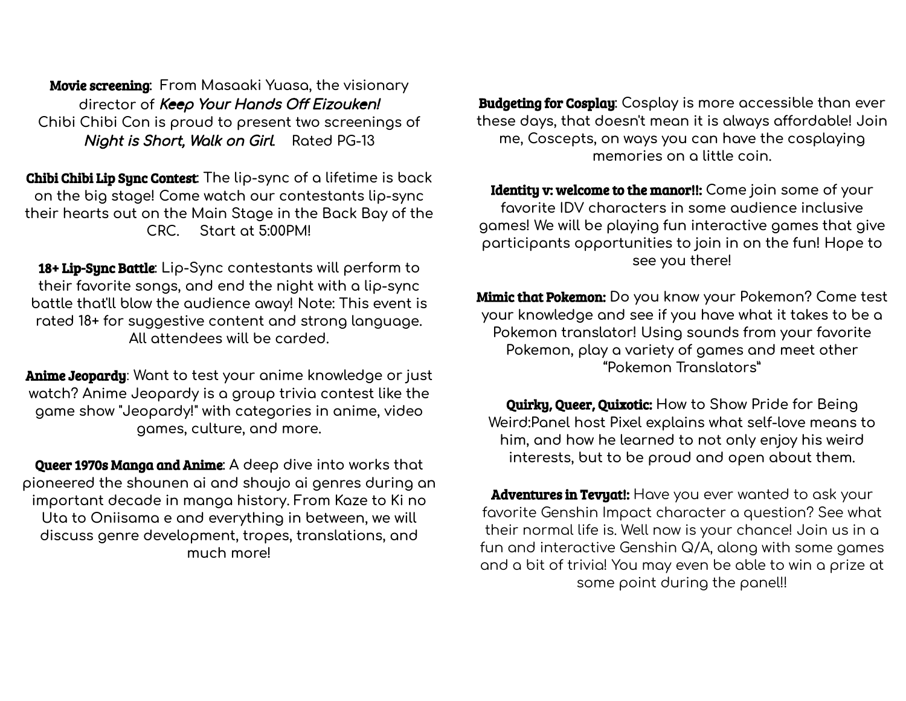**Movie screening**: From Masaaki Yuasa, the visionary director of ***Keep Your Hands Off Eizouken!*** Chibi Chibi Con is proud to present two screenings of ***Night is Short, Walk on Girl***. Rated PG-13

**Chibi Chibi Lip Sync Contest**: The lip-sync of a lifetime is back on the big stage! Come watch our contestants lip-sync their hearts out on the Main Stage in the Back Bay of the CRC. Start at 5:00PM!

**18+ Lip-Sync Battle**: Lip-Sync contestants will perform to their favorite songs, and end the night with a lip-sync battle that'll blow the audience away! Note: This event is rated 18+ for suggestive content and strong language. All attendees will be carded.

**Anime Jeopardy**: Want to test your anime knowledge or just watch? Anime Jeopardy is a group trivia contest like the game show "Jeopardy!" with categories in anime, video games, culture, and more.

**Queer 1970s Manga and Anime**: A deep dive into works that pioneered the shounen ai and shoujo ai genres during an important decade in manga history. From Kaze to Ki no Uta to Oniisama e and everything in between, we will discuss genre development, tropes, translations, and much more!

**Budgeting for Cosplay**: Cosplay is more accessible than ever these days, that doesn't mean it is always affordable! Join me, Coscepts, on ways you can have the cosplaying memories on a little coin.

**Identity v: welcome to the manor!!**: Come join some of your favorite IDV characters in some audience inclusive games! We will be playing fun interactive games that give participants opportunities to join in on the fun! Hope to see you there!

**Mimic that Pokemon:** Do you know your Pokemon? Come test your knowledge and see if you have what it takes to be a Pokemon translator! Using sounds from your favorite Pokemon, play a variety of games and meet other "Pokemon Translators"

**Quirky, Queer, Quixotic:** How to Show Pride for Being Weird:Panel host Pixel explains what self-love means to him, and how he learned to not only enjoy his weird interests, but to be proud and open about them.

**Adventures in Tevyat!:** Have you ever wanted to ask your favorite Genshin Impact character a question? See what their normal life is. Well now is your chance! Join us in a fun and interactive Genshin Q/A, along with some games and a bit of trivia! You may even be able to win a prize at some point during the panel!!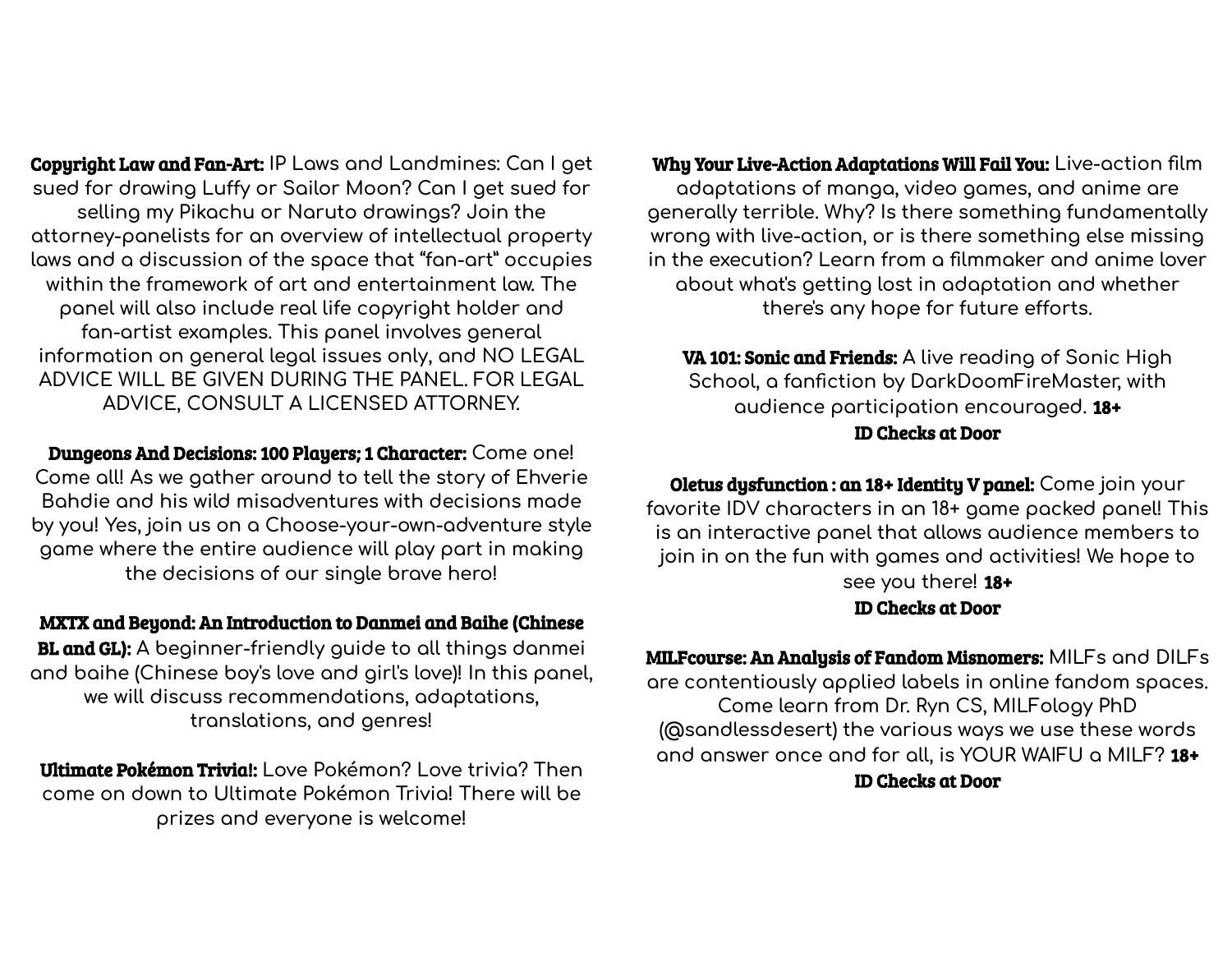**Copyright Law and Fan-Art:** IP Laws and Landmines: Can I get sued for drawing Luffy or Sailor Moon? Can I get sued for selling my Pikachu or Naruto drawings? Join the attorney-panelists for an overview of intellectual property laws and a discussion of the space that "fan-art" occupies within the framework of art and entertainment law. The panel will also include real life copyright holder and fan-artist examples. This panel involves general information on general legal issues only, and NO LEGAL ADVICE WILL BE GIVEN DURING THE PANEL. FOR LEGAL ADVICE, CONSULT A LICENSED ATTORNEY.

**Dungeons And Decisions: 100 Players; 1 Character:** Come one! Come all! As we gather around to tell the story of Ehverie Bahdie and his wild misadventures with decisions made by you! Yes, join us on a Choose-your-own-adventure style game where the entire audience will play part in making the decisions of our single brave hero!

**MXTX and Beyond: An Introduction to Danmei and Baihe (Chinese BL and GL):** A beginner-friendly guide to all things danmei and baihe (Chinese boy's love and girl's love)! In this panel, we will discuss recommendations, adaptations, translations, and genres!

**Ultimate Pokémon Trivia!:** Love Pokémon? Love trivia? Then come on down to Ultimate Pokémon Trivia! There will be prizes and everyone is welcome!

**Why Your Live-Action Adaptations Will Fail You:** Live-action film adaptations of manga, video games, and anime are generally terrible. Why? Is there something fundamentally wrong with live-action, or is there something else missing in the execution? Learn from a filmmaker and anime lover about what's getting lost in adaptation and whether there's any hope for future efforts.

**VA 101: Sonic and Friends:** A live reading of Sonic High School, a fanfiction by DarkDoomFireMaster, with audience participation encouraged. **18+**
**ID Checks at Door**

**Oletus dysfunction : an 18+ Identity V panel:** Come join your favorite IDV characters in an 18+ game packed panel! This is an interactive panel that allows audience members to join in on the fun with games and activities! We hope to see you there! **18+**
**ID Checks at Door**

**MILFcourse: An Analysis of Fandom Misnomers:** MILFs and DILFs are contentiously applied labels in online fandom spaces. Come learn from Dr. Ryn CS, MILFology PhD (@sandlessdesert) the various ways we use these words and answer once and for all, is YOUR WAIFU a MILF? **18+**
**ID Checks at Door**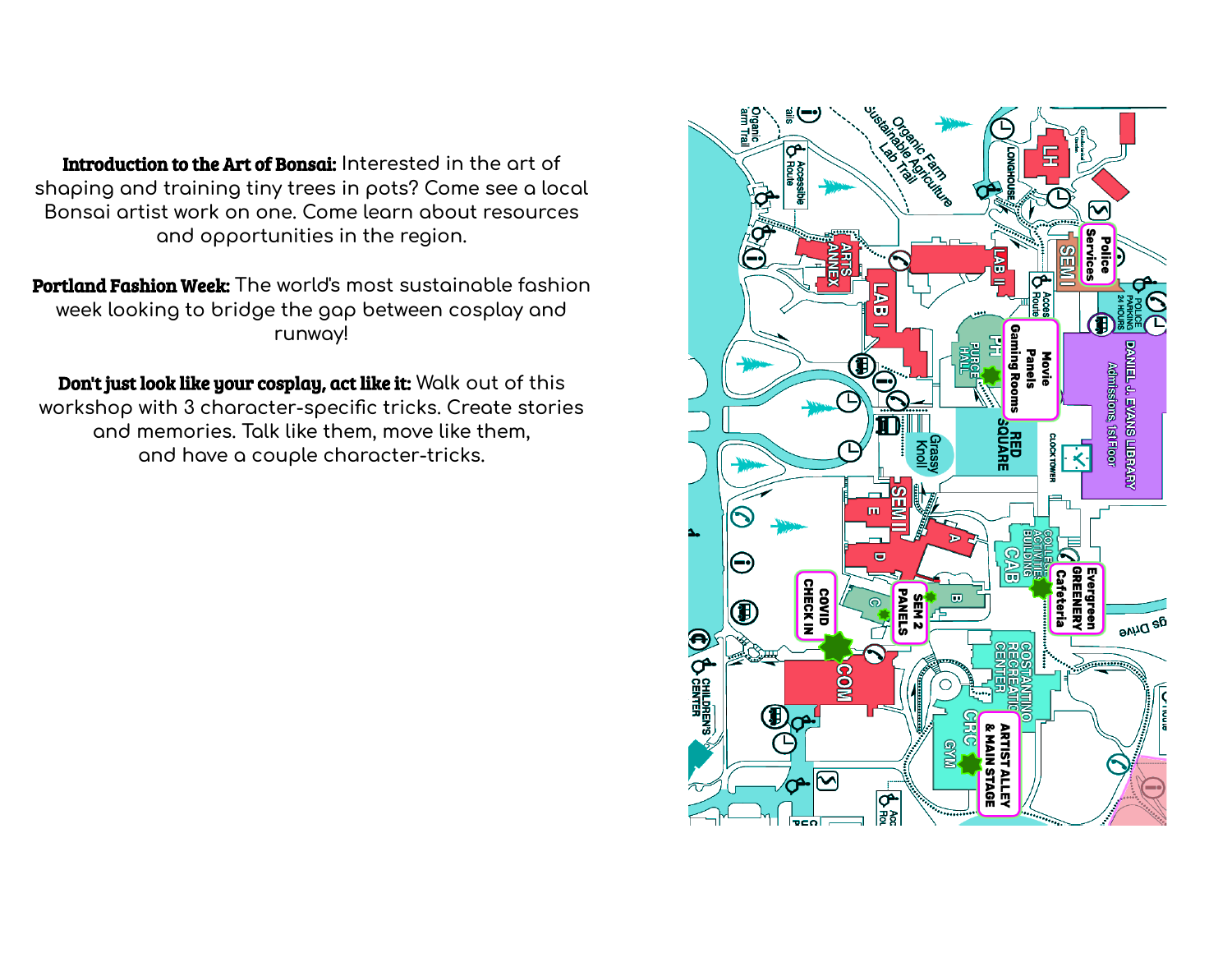**Introduction to the Art of Bonsai:** Interested in the art of shaping and training tiny trees in pots? Come see a local Bonsai artist work on one. Come learn about resources and opportunities in the region.

**Portland Fashion Week:** The world's most sustainable fashion week looking to bridge the gap between cosplay and runway!

**Don't just look like your cosplay, act like it:** Walk out of this workshop with 3 character-specific tricks. Create stories and memories. Talk like them, move like them, and have a couple character-tricks.